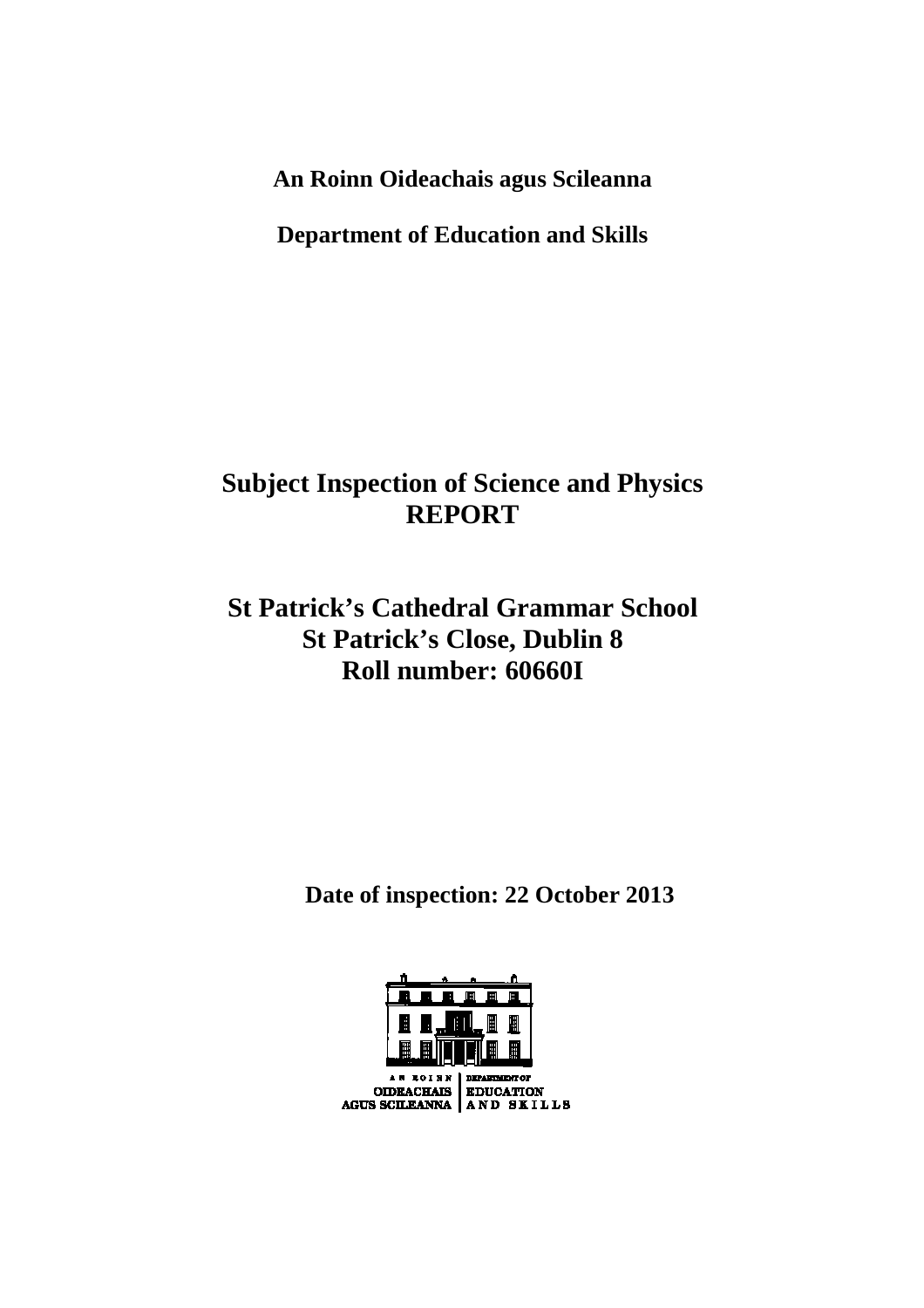**An Roinn Oideachais agus Scileanna**

**Department of Education and Skills**

# Subject Inspection of Science and Physics REPORT

## St Patrick's Cathedral Grammar School St Patrick's Close, Dublin 8 Roll number: 60660I

**Date of inspection: 22 October 2013**

AN ROINN OIDEACHAIS AGUS SCILEANNA | DEPARTMENT OF EDUCATION AND SKILLS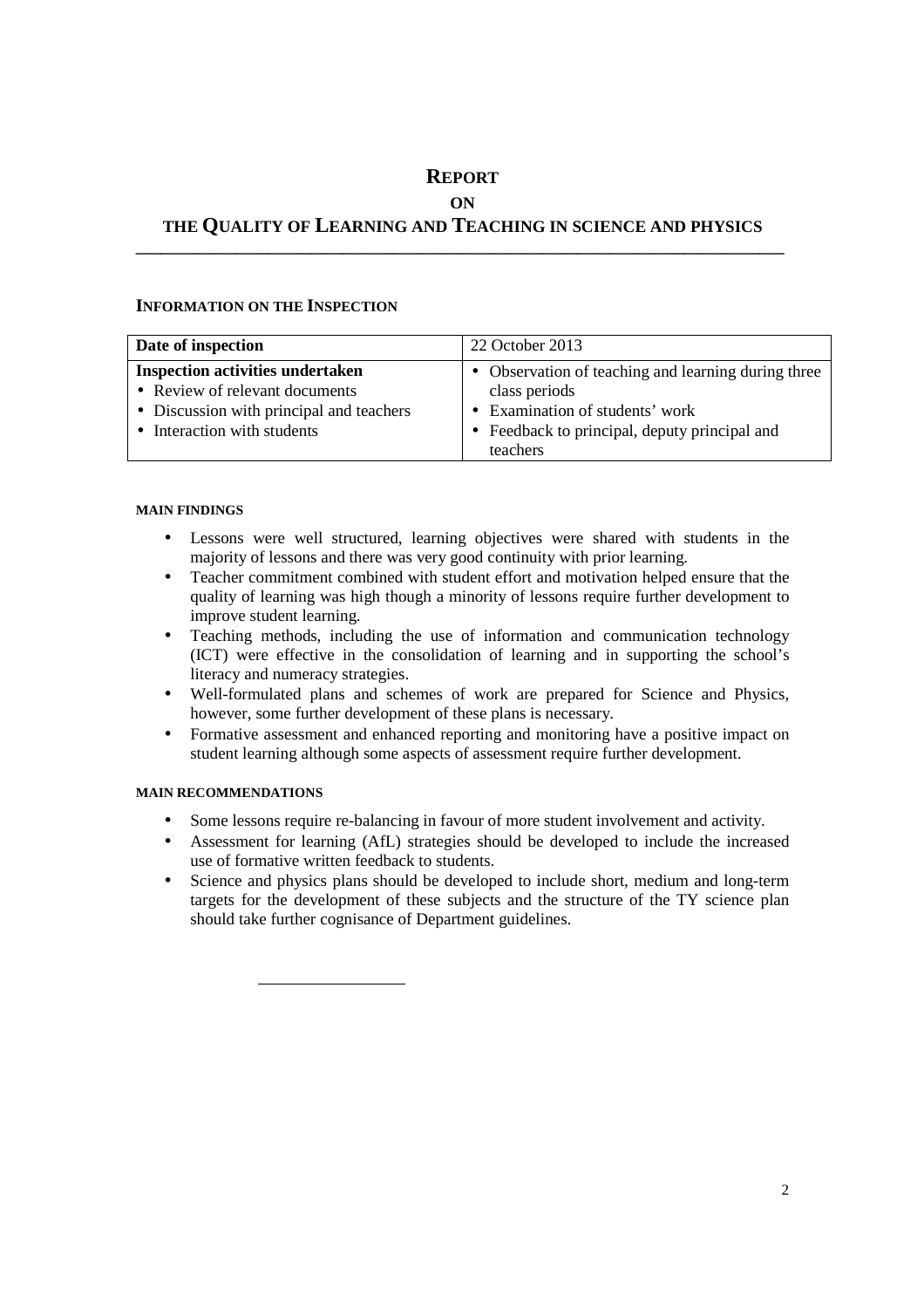# REPORT

## ON

## THE QUALITY OF LEARNING AND TEACHING IN SCIENCE AND PHYSICS

### INFORMATION ON THE INSPECTION

| Date of inspection | 22 October 2013 |
|---|---|
| **Inspection activities undertaken**<br>• Review of relevant documents<br>• Discussion with principal and teachers<br>• Interaction with students | • Observation of teaching and learning during three class periods<br>• Examination of students' work<br>• Feedback to principal, deputy principal and teachers |

#### MAIN FINDINGS

- Lessons were well structured, learning objectives were shared with students in the majority of lessons and there was very good continuity with prior learning.
- Teacher commitment combined with student effort and motivation helped ensure that the quality of learning was high though a minority of lessons require further development to improve student learning.
- Teaching methods, including the use of information and communication technology (ICT) were effective in the consolidation of learning and in supporting the school's literacy and numeracy strategies.
- Well-formulated plans and schemes of work are prepared for Science and Physics, however, some further development of these plans is necessary.
- Formative assessment and enhanced reporting and monitoring have a positive impact on student learning although some aspects of assessment require further development.

#### MAIN RECOMMENDATIONS

- Some lessons require re-balancing in favour of more student involvement and activity.
- Assessment for learning (AfL) strategies should be developed to include the increased use of formative written feedback to students.
- Science and physics plans should be developed to include short, medium and long-term targets for the development of these subjects and the structure of the TY science plan should take further cognisance of Department guidelines.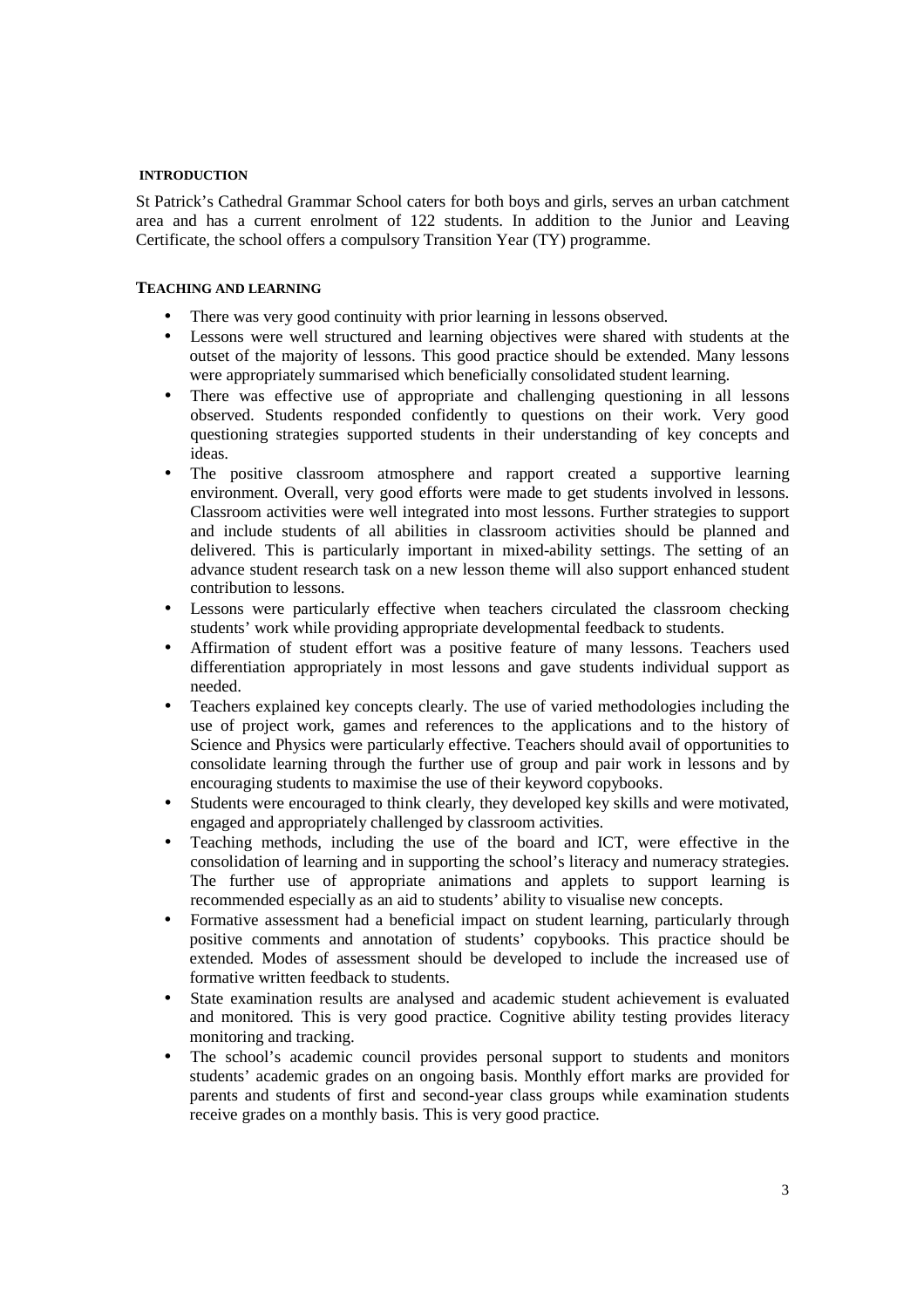## INTRODUCTION

St Patrick's Cathedral Grammar School caters for both boys and girls, serves an urban catchment area and has a current enrolment of 122 students. In addition to the Junior and Leaving Certificate, the school offers a compulsory Transition Year (TY) programme.

## TEACHING AND LEARNING

- There was very good continuity with prior learning in lessons observed.
- Lessons were well structured and learning objectives were shared with students at the outset of the majority of lessons. This good practice should be extended. Many lessons were appropriately summarised which beneficially consolidated student learning.
- There was effective use of appropriate and challenging questioning in all lessons observed. Students responded confidently to questions on their work. Very good questioning strategies supported students in their understanding of key concepts and ideas.
- The positive classroom atmosphere and rapport created a supportive learning environment. Overall, very good efforts were made to get students involved in lessons. Classroom activities were well integrated into most lessons. Further strategies to support and include students of all abilities in classroom activities should be planned and delivered. This is particularly important in mixed-ability settings. The setting of an advance student research task on a new lesson theme will also support enhanced student contribution to lessons.
- Lessons were particularly effective when teachers circulated the classroom checking students' work while providing appropriate developmental feedback to students.
- Affirmation of student effort was a positive feature of many lessons. Teachers used differentiation appropriately in most lessons and gave students individual support as needed.
- Teachers explained key concepts clearly. The use of varied methodologies including the use of project work, games and references to the applications and to the history of Science and Physics were particularly effective. Teachers should avail of opportunities to consolidate learning through the further use of group and pair work in lessons and by encouraging students to maximise the use of their keyword copybooks.
- Students were encouraged to think clearly, they developed key skills and were motivated, engaged and appropriately challenged by classroom activities.
- Teaching methods, including the use of the board and ICT, were effective in the consolidation of learning and in supporting the school's literacy and numeracy strategies. The further use of appropriate animations and applets to support learning is recommended especially as an aid to students' ability to visualise new concepts.
- Formative assessment had a beneficial impact on student learning, particularly through positive comments and annotation of students' copybooks. This practice should be extended. Modes of assessment should be developed to include the increased use of formative written feedback to students.
- State examination results are analysed and academic student achievement is evaluated and monitored. This is very good practice. Cognitive ability testing provides literacy monitoring and tracking.
- The school's academic council provides personal support to students and monitors students' academic grades on an ongoing basis. Monthly effort marks are provided for parents and students of first and second-year class groups while examination students receive grades on a monthly basis. This is very good practice.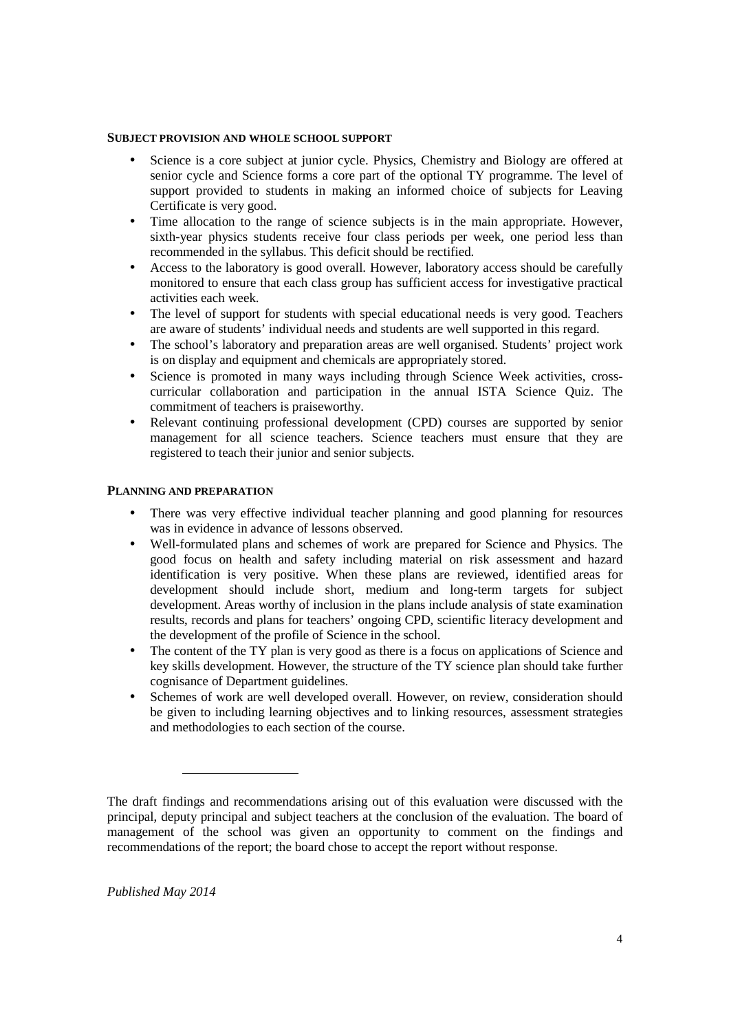## Subject provision and whole school support

- Science is a core subject at junior cycle. Physics, Chemistry and Biology are offered at senior cycle and Science forms a core part of the optional TY programme. The level of support provided to students in making an informed choice of subjects for Leaving Certificate is very good.
- Time allocation to the range of science subjects is in the main appropriate. However, sixth-year physics students receive four class periods per week, one period less than recommended in the syllabus. This deficit should be rectified.
- Access to the laboratory is good overall. However, laboratory access should be carefully monitored to ensure that each class group has sufficient access for investigative practical activities each week.
- The level of support for students with special educational needs is very good. Teachers are aware of students' individual needs and students are well supported in this regard.
- The school's laboratory and preparation areas are well organised. Students' project work is on display and equipment and chemicals are appropriately stored.
- Science is promoted in many ways including through Science Week activities, cross-curricular collaboration and participation in the annual ISTA Science Quiz. The commitment of teachers is praiseworthy.
- Relevant continuing professional development (CPD) courses are supported by senior management for all science teachers. Science teachers must ensure that they are registered to teach their junior and senior subjects.

## Planning and preparation

- There was very effective individual teacher planning and good planning for resources was in evidence in advance of lessons observed.
- Well-formulated plans and schemes of work are prepared for Science and Physics. The good focus on health and safety including material on risk assessment and hazard identification is very positive. When these plans are reviewed, identified areas for development should include short, medium and long-term targets for subject development. Areas worthy of inclusion in the plans include analysis of state examination results, records and plans for teachers' ongoing CPD, scientific literacy development and the development of the profile of Science in the school.
- The content of the TY plan is very good as there is a focus on applications of Science and key skills development. However, the structure of the TY science plan should take further cognisance of Department guidelines.
- Schemes of work are well developed overall. However, on review, consideration should be given to including learning objectives and to linking resources, assessment strategies and methodologies to each section of the course.

---

The draft findings and recommendations arising out of this evaluation were discussed with the principal, deputy principal and subject teachers at the conclusion of the evaluation. The board of management of the school was given an opportunity to comment on the findings and recommendations of the report; the board chose to accept the report without response.

*Published May 2014*